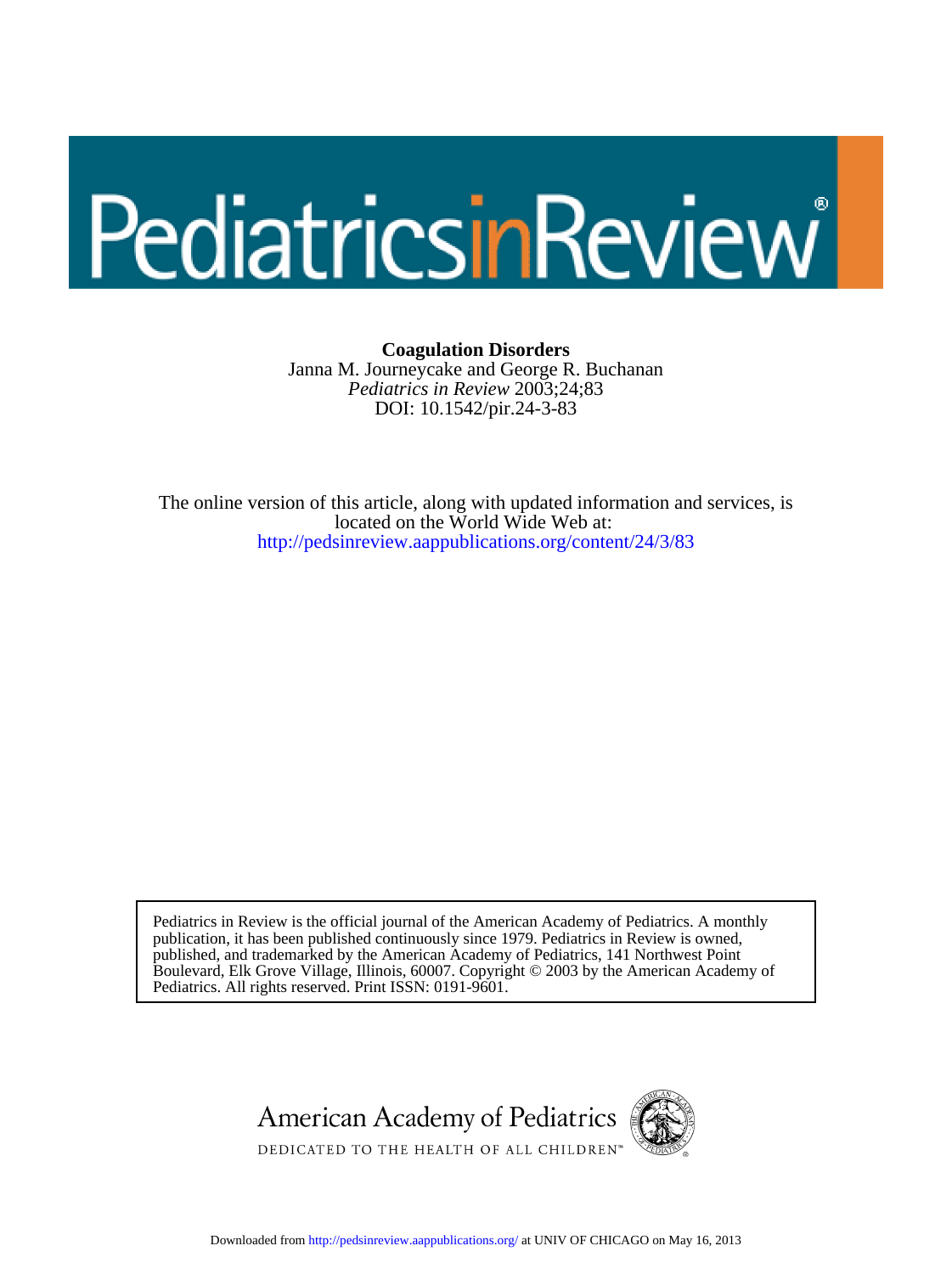**Coagulation Disorders**

Janna M. Journeycake and George R. Buchanan

*Pediatrics in Review* 2003;24;83

DOI: 10.1542/pir.24-3-83

The online version of this article, along with updated information and services, is located on the World Wide Web at:

http://pedsinreview.aappublications.org/content/24/3/83

Pediatrics in Review is the official journal of the American Academy of Pediatrics. A monthly publication, it has been published continuously since 1979. Pediatrics in Review is owned, published, and trademarked by the American Academy of Pediatrics, 141 Northwest Point Boulevard, Elk Grove Village, Illinois, 60007. Copyright © 2003 by the American Academy of Pediatrics. All rights reserved. Print ISSN: 0191-9601.

American Academy of Pediatrics

DEDICATED TO THE HEALTH OF ALL CHILDREN™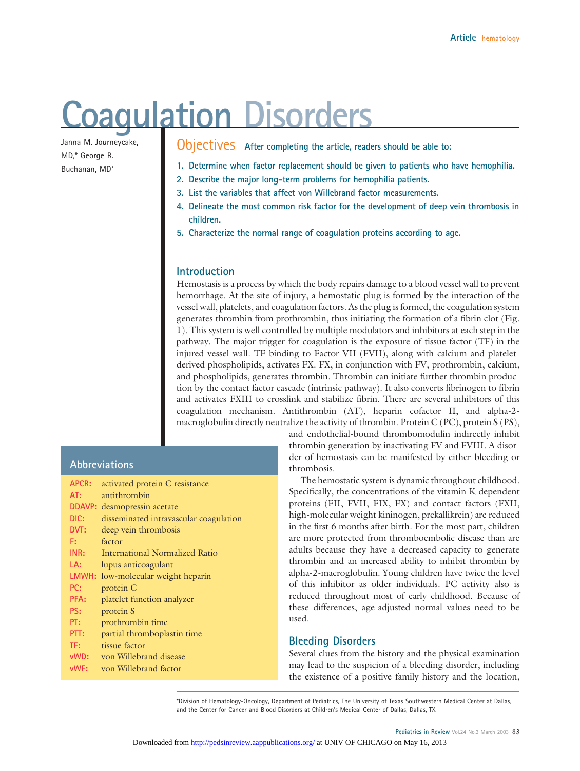# Coagulation Disorders

Janna M. Journeycake, MD,* George R. Buchanan, MD*

## Objectives

After completing the article, readers should be able to:

1. Determine when factor replacement should be given to patients who have hemophilia.
2. Describe the major long-term problems for hemophilia patients.
3. List the variables that affect von Willebrand factor measurements.
4. Delineate the most common risk factor for the development of deep vein thrombosis in children.
5. Characterize the normal range of coagulation proteins according to age.

## Introduction

Hemostasis is a process by which the body repairs damage to a blood vessel wall to prevent hemorrhage. At the site of injury, a hemostatic plug is formed by the interaction of the vessel wall, platelets, and coagulation factors. As the plug is formed, the coagulation system generates thrombin from prothrombin, thus initiating the formation of a fibrin clot (Fig. 1). This system is well controlled by multiple modulators and inhibitors at each step in the pathway. The major trigger for coagulation is the exposure of tissue factor (TF) in the injured vessel wall. TF binding to Factor VII (FVII), along with calcium and platelet-derived phospholipids, activates FX. FX, in conjunction with FV, prothrombin, calcium, and phospholipids, generates thrombin. Thrombin can initiate further thrombin production by the contact factor cascade (intrinsic pathway). It also converts fibrinogen to fibrin and activates FXIII to crosslink and stabilize fibrin. There are several inhibitors of this coagulation mechanism. Antithrombin (AT), heparin cofactor II, and alpha-2-macroglobulin directly neutralize the activity of thrombin. Protein C (PC), protein S (PS), and endothelial-bound thrombomodulin indirectly inhibit thrombin generation by inactivating FV and FVIII. A disorder of hemostasis can be manifested by either bleeding or thrombosis.

The hemostatic system is dynamic throughout childhood. Specifically, the concentrations of the vitamin K-dependent proteins (FII, FVII, FIX, FX) and contact factors (FXII, high-molecular weight kininogen, prekallikrein) are reduced in the first 6 months after birth. For the most part, children are more protected from thromboembolic disease than are adults because they have a decreased capacity to generate thrombin and an increased ability to inhibit thrombin by alpha-2-macroglobulin. Young children have twice the level of this inhibitor as older individuals. PC activity also is reduced throughout most of early childhood. Because of these differences, age-adjusted normal values need to be used.

## Abbreviations

| | |
|---|---|
| APCR: | activated protein C resistance |
| AT: | antithrombin |
| DDAVP: | desmopressin acetate |
| DIC: | disseminated intravascular coagulation |
| DVT: | deep vein thrombosis |
| F: | factor |
| INR: | International Normalized Ratio |
| LA: | lupus anticoagulant |
| LMWH: | low-molecular weight heparin |
| PC: | protein C |
| PFA: | platelet function analyzer |
| PS: | protein S |
| PT: | prothrombin time |
| PTT: | partial thromboplastin time |
| TF: | tissue factor |
| vWD: | von Willebrand disease |
| vWF: | von Willebrand factor |

## Bleeding Disorders

Several clues from the history and the physical examination may lead to the suspicion of a bleeding disorder, including the existence of a positive family history and the location,

*Division of Hematology-Oncology, Department of Pediatrics, The University of Texas Southwestern Medical Center at Dallas, and the Center for Cancer and Blood Disorders at Children's Medical Center of Dallas, Dallas, TX.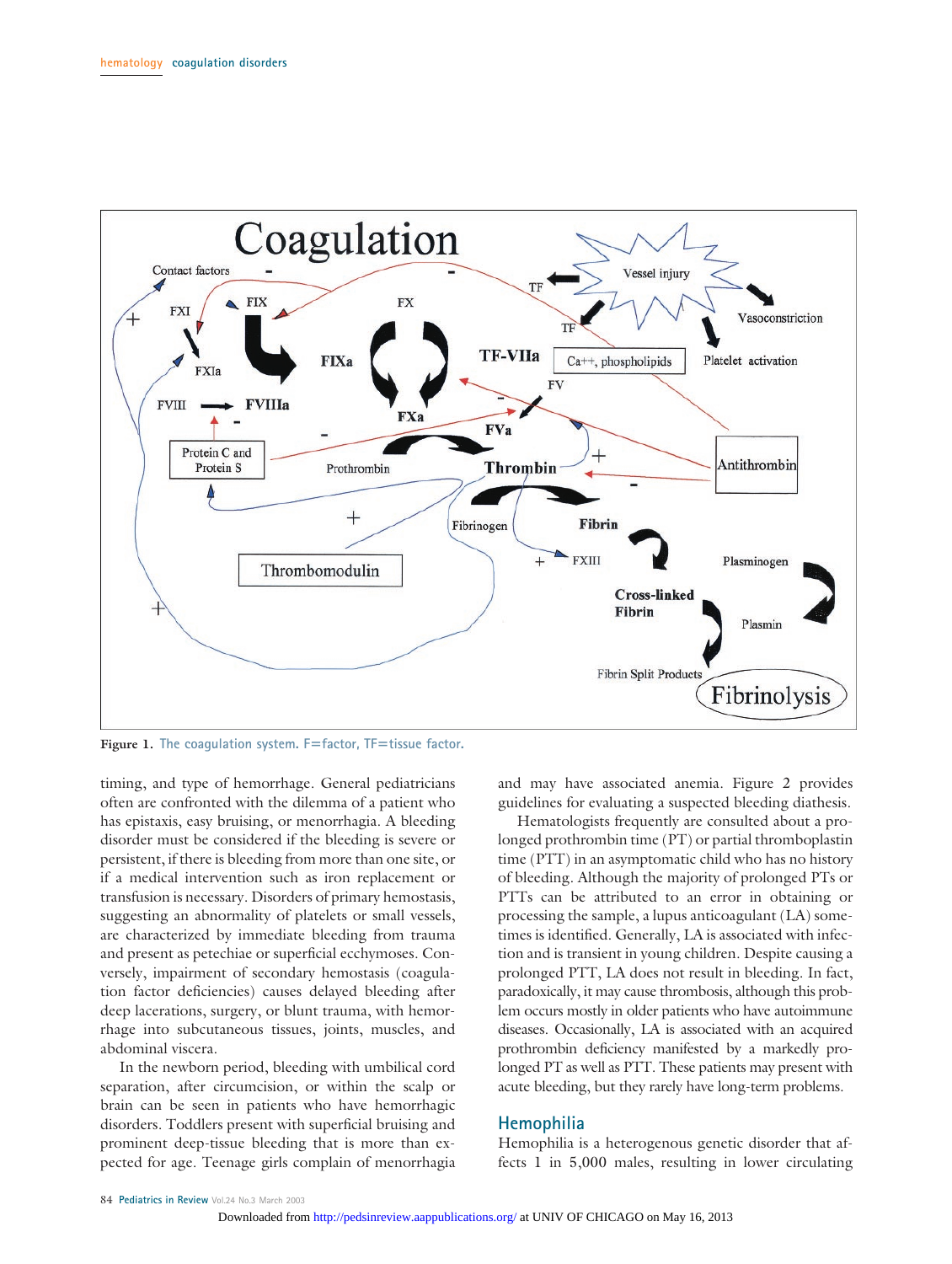Figure 1. The coagulation system. F=factor, TF=tissue factor.

timing, and type of hemorrhage. General pediatricians often are confronted with the dilemma of a patient who has epistaxis, easy bruising, or menorrhagia. A bleeding disorder must be considered if the bleeding is severe or persistent, if there is bleeding from more than one site, or if a medical intervention such as iron replacement or transfusion is necessary. Disorders of primary hemostasis, suggesting an abnormality of platelets or small vessels, are characterized by immediate bleeding from trauma and present as petechiae or superficial ecchymoses. Conversely, impairment of secondary hemostasis (coagulation factor deficiencies) causes delayed bleeding after deep lacerations, surgery, or blunt trauma, with hemorrhage into subcutaneous tissues, joints, muscles, and abdominal viscera.

In the newborn period, bleeding with umbilical cord separation, after circumcision, or within the scalp or brain can be seen in patients who have hemorrhagic disorders. Toddlers present with superficial bruising and prominent deep-tissue bleeding that is more than expected for age. Teenage girls complain of menorrhagia and may have associated anemia. Figure 2 provides guidelines for evaluating a suspected bleeding diathesis.

Hematologists frequently are consulted about a prolonged prothrombin time (PT) or partial thromboplastin time (PTT) in an asymptomatic child who has no history of bleeding. Although the majority of prolonged PTs or PTTs can be attributed to an error in obtaining or processing the sample, a lupus anticoagulant (LA) sometimes is identified. Generally, LA is associated with infection and is transient in young children. Despite causing a prolonged PTT, LA does not result in bleeding. In fact, paradoxically, it may cause thrombosis, although this problem occurs mostly in older patients who have autoimmune diseases. Occasionally, LA is associated with an acquired prothrombin deficiency manifested by a markedly prolonged PT as well as PTT. These patients may present with acute bleeding, but they rarely have long-term problems.

## Hemophilia

Hemophilia is a heterogenous genetic disorder that affects 1 in 5,000 males, resulting in lower circulating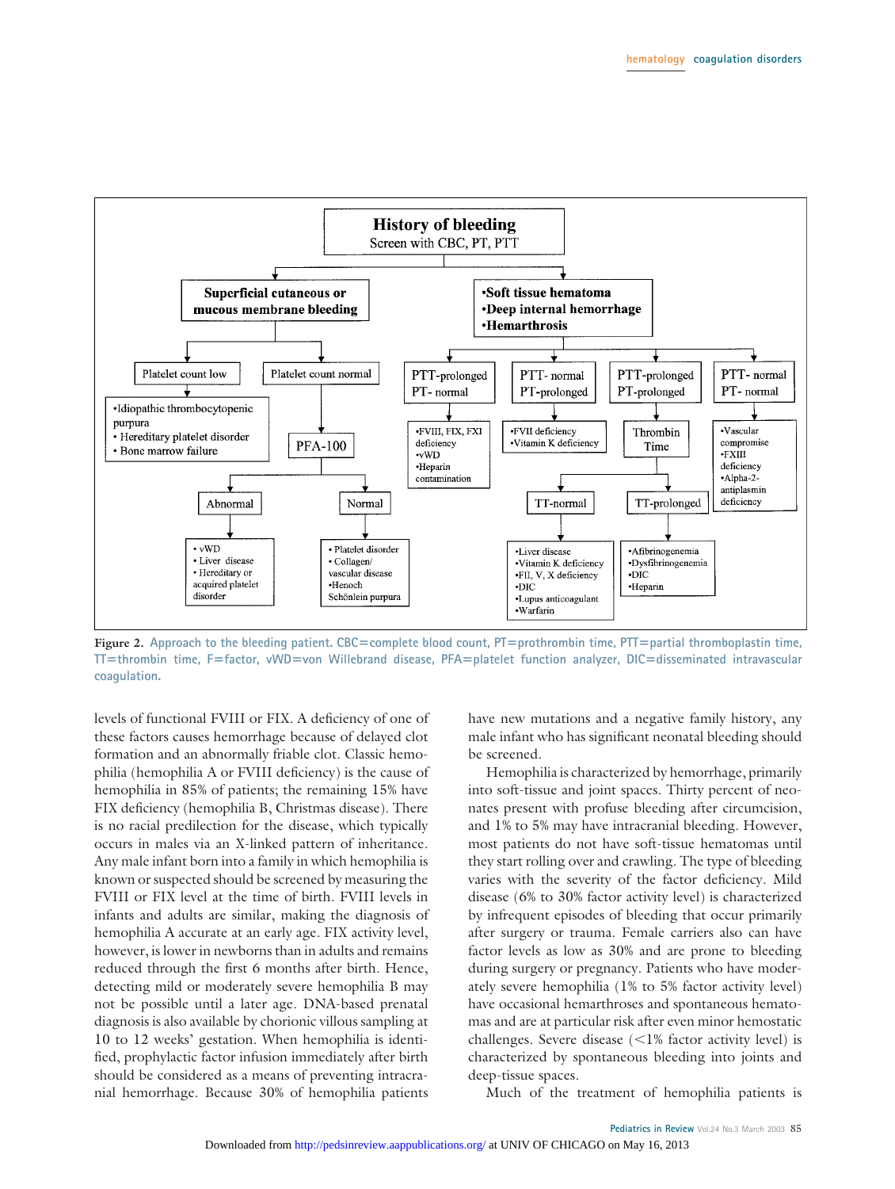**History of bleeding**
Screen with CBC, PT, PTT

- **Superficial cutaneous or mucous membrane bleeding**
  - Platelet count low
    - •Idiopathic thrombocytopenic purpura
    - • Hereditary platelet disorder
    - • Bone marrow failure
  - Platelet count normal
    - PFA-100
      - Abnormal
        - • vWD
        - • Liver disease
        - • Hereditary or acquired platelet disorder
      - Normal
        - • Platelet disorder
        - • Collagen/vascular disease
        - •Henoch Schönlein purpura
- **•Soft tissue hematoma •Deep internal hemorrhage •Hemarthrosis**
  - PTT-prolonged, PT- normal
    - •FVIII, FIX, FXI deficiency
    - •vWD
    - •Heparin contamination
  - PTT- normal, PT-prolonged
    - •FVII deficiency
    - •Vitamin K deficiency
  - PTT-prolonged, PT-prolonged
    - Thrombin Time
      - TT-normal
        - •Liver disease
        - •Vitamin K deficiency
        - •FII, V, X deficiency
        - •DIC
        - •Lupus anticoagulant
        - •Warfarin
      - TT-prolonged
        - •Afibrinogenemia
        - •Dysfibrinogenemia
        - •DIC
        - •Heparin
  - PTT- normal, PT- normal
    - •Vascular compromise
    - •FXIII deficiency
    - •Alpha-2-antiplasmin deficiency

**Figure 2.** Approach to the bleeding patient. CBC=complete blood count, PT=prothrombin time, PTT=partial thromboplastin time, TT=thrombin time, F=factor, vWD=von Willebrand disease, PFA=platelet function analyzer, DIC=disseminated intravascular coagulation.

levels of functional FVIII or FIX. A deficiency of one of these factors causes hemorrhage because of delayed clot formation and an abnormally friable clot. Classic hemophilia (hemophilia A or FVIII deficiency) is the cause of hemophilia in 85% of patients; the remaining 15% have FIX deficiency (hemophilia B, Christmas disease). There is no racial predilection for the disease, which typically occurs in males via an X-linked pattern of inheritance. Any male infant born into a family in which hemophilia is known or suspected should be screened by measuring the FVIII or FIX level at the time of birth. FVIII levels in infants and adults are similar, making the diagnosis of hemophilia A accurate at an early age. FIX activity level, however, is lower in newborns than in adults and remains reduced through the first 6 months after birth. Hence, detecting mild or moderately severe hemophilia B may not be possible until a later age. DNA-based prenatal diagnosis is also available by chorionic villous sampling at 10 to 12 weeks' gestation. When hemophilia is identified, prophylactic factor infusion immediately after birth should be considered as a means of preventing intracranial hemorrhage. Because 30% of hemophilia patients have new mutations and a negative family history, any male infant who has significant neonatal bleeding should be screened.

Hemophilia is characterized by hemorrhage, primarily into soft-tissue and joint spaces. Thirty percent of neonates present with profuse bleeding after circumcision, and 1% to 5% may have intracranial bleeding. However, most patients do not have soft-tissue hematomas until they start rolling over and crawling. The type of bleeding varies with the severity of the factor deficiency. Mild disease (6% to 30% factor activity level) is characterized by infrequent episodes of bleeding that occur primarily after surgery or trauma. Female carriers also can have factor levels as low as 30% and are prone to bleeding during surgery or pregnancy. Patients who have moderately severe hemophilia (1% to 5% factor activity level) have occasional hemarthroses and spontaneous hematomas and are at particular risk after even minor hemostatic challenges. Severe disease (<1% factor activity level) is characterized by spontaneous bleeding into joints and deep-tissue spaces.

Much of the treatment of hemophilia patients is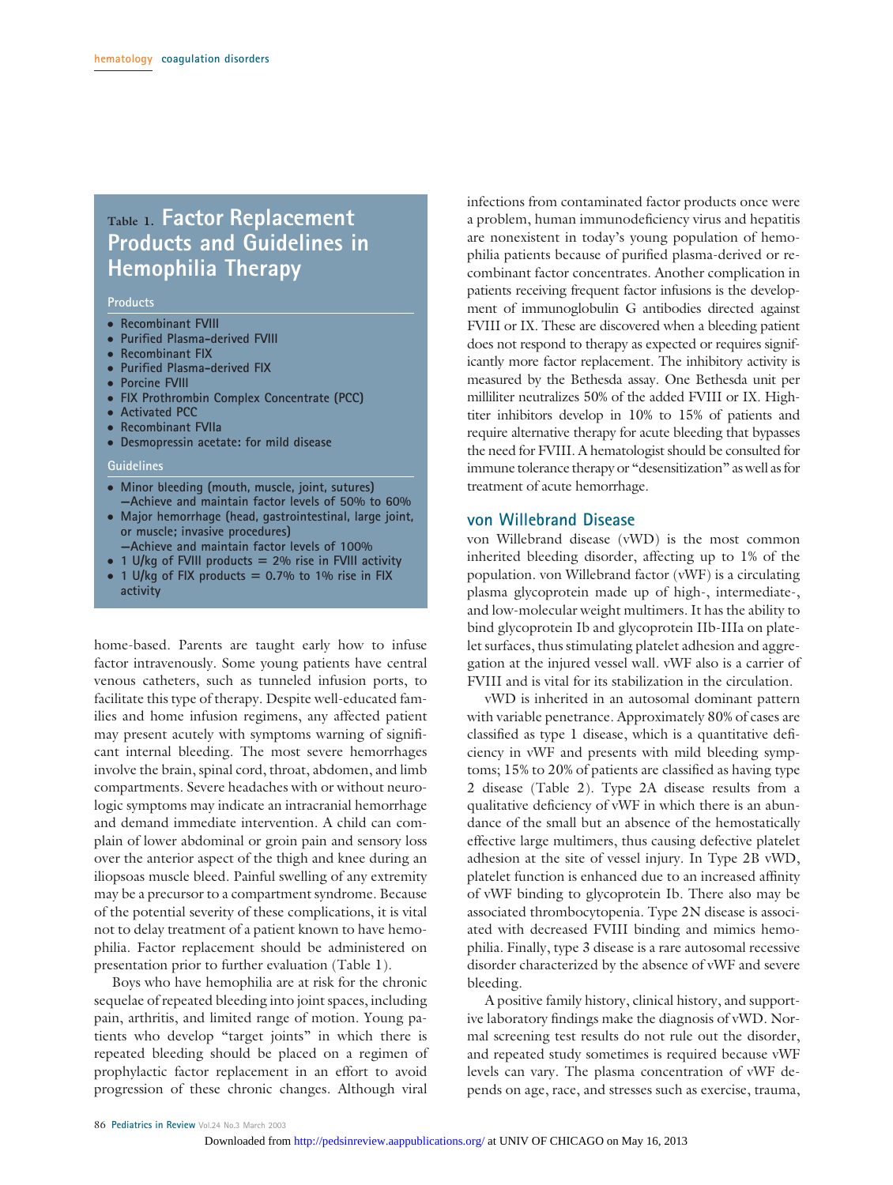## Table 1. Factor Replacement Products and Guidelines in Hemophilia Therapy

**Products**

- Recombinant FVIII
- Purified Plasma-derived FVIII
- Recombinant FIX
- Purified Plasma-derived FIX
- Porcine FVIII
- FIX Prothrombin Complex Concentrate (PCC)
- Activated PCC
- Recombinant FVIIa
- Desmopressin acetate: for mild disease

**Guidelines**

- Minor bleeding (mouth, muscle, joint, sutures) —Achieve and maintain factor levels of 50% to 60%
- Major hemorrhage (head, gastrointestinal, large joint, or muscle; invasive procedures) —Achieve and maintain factor levels of 100%
- 1 U/kg of FVIII products = 2% rise in FVIII activity
- 1 U/kg of FIX products = 0.7% to 1% rise in FIX activity

home-based. Parents are taught early how to infuse factor intravenously. Some young patients have central venous catheters, such as tunneled infusion ports, to facilitate this type of therapy. Despite well-educated families and home infusion regimens, any affected patient may present acutely with symptoms warning of significant internal bleeding. The most severe hemorrhages involve the brain, spinal cord, throat, abdomen, and limb compartments. Severe headaches with or without neurologic symptoms may indicate an intracranial hemorrhage and demand immediate intervention. A child can complain of lower abdominal or groin pain and sensory loss over the anterior aspect of the thigh and knee during an iliopsoas muscle bleed. Painful swelling of any extremity may be a precursor to a compartment syndrome. Because of the potential severity of these complications, it is vital not to delay treatment of a patient known to have hemophilia. Factor replacement should be administered on presentation prior to further evaluation (Table 1).

Boys who have hemophilia are at risk for the chronic sequelae of repeated bleeding into joint spaces, including pain, arthritis, and limited range of motion. Young patients who develop "target joints" in which there is repeated bleeding should be placed on a regimen of prophylactic factor replacement in an effort to avoid progression of these chronic changes. Although viral infections from contaminated factor products once were a problem, human immunodeficiency virus and hepatitis are nonexistent in today's young population of hemophilia patients because of purified plasma-derived or recombinant factor concentrates. Another complication in patients receiving frequent factor infusions is the development of immunoglobulin G antibodies directed against FVIII or IX. These are discovered when a bleeding patient does not respond to therapy as expected or requires significantly more factor replacement. The inhibitory activity is measured by the Bethesda assay. One Bethesda unit per milliliter neutralizes 50% of the added FVIII or IX. High-titer inhibitors develop in 10% to 15% of patients and require alternative therapy for acute bleeding that bypasses the need for FVIII. A hematologist should be consulted for immune tolerance therapy or "desensitization" as well as for treatment of acute hemorrhage.

## von Willebrand Disease

von Willebrand disease (vWD) is the most common inherited bleeding disorder, affecting up to 1% of the population. von Willebrand factor (vWF) is a circulating plasma glycoprotein made up of high-, intermediate-, and low-molecular weight multimers. It has the ability to bind glycoprotein Ib and glycoprotein IIb-IIIa on platelet surfaces, thus stimulating platelet adhesion and aggregation at the injured vessel wall. vWF also is a carrier of FVIII and is vital for its stabilization in the circulation.

vWD is inherited in an autosomal dominant pattern with variable penetrance. Approximately 80% of cases are classified as type 1 disease, which is a quantitative deficiency in vWF and presents with mild bleeding symptoms; 15% to 20% of patients are classified as having type 2 disease (Table 2). Type 2A disease results from a qualitative deficiency of vWF in which there is an abundance of the small but an absence of the hemostatically effective large multimers, thus causing defective platelet adhesion at the site of vessel injury. In Type 2B vWD, platelet function is enhanced due to an increased affinity of vWF binding to glycoprotein Ib. There also may be associated thrombocytopenia. Type 2N disease is associated with decreased FVIII binding and mimics hemophilia. Finally, type 3 disease is a rare autosomal recessive disorder characterized by the absence of vWF and severe bleeding.

A positive family history, clinical history, and supportive laboratory findings make the diagnosis of vWD. Normal screening test results do not rule out the disorder, and repeated study sometimes is required because vWF levels can vary. The plasma concentration of vWF depends on age, race, and stresses such as exercise, trauma,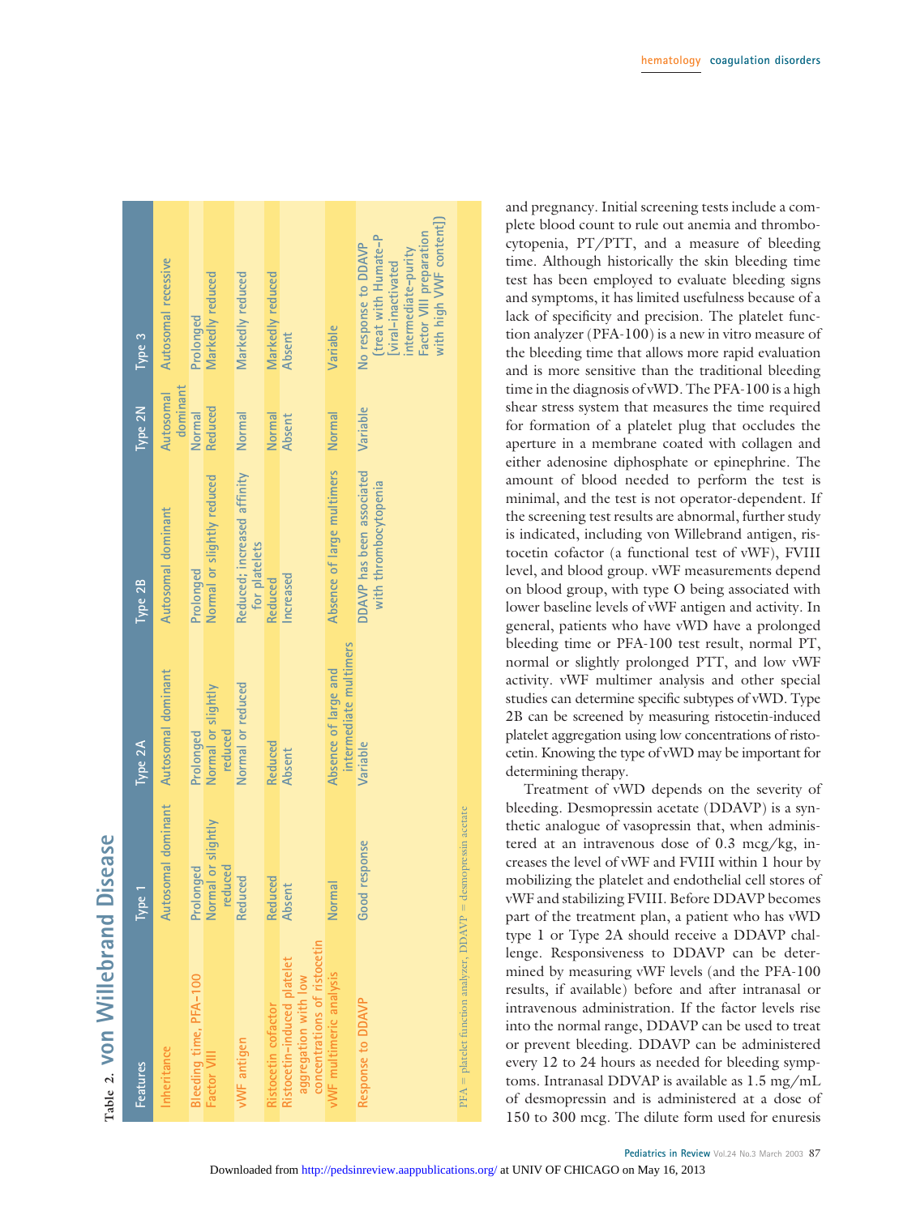**Table 2. von Willebrand Disease**

| Features | Type 1 | Type 2A | Type 2B | Type 2N | Type 3 |
|---|---|---|---|---|---|
| Inheritance | Autosomal dominant | Autosomal dominant | Autosomal dominant | Autosomal dominant | Autosomal recessive |
| Bleeding time, PFA-100 | Prolonged | Prolonged | Prolonged | Normal | Prolonged |
| Factor VIII | Normal or slightly reduced | Normal or slightly reduced | Normal or slightly reduced | Reduced | Markedly reduced |
| vWF antigen | Reduced | Normal or reduced | Reduced; increased affinity for platelets | Normal | Markedly reduced |
| Ristocetin cofactor | Reduced | Reduced | Reduced | Normal | Markedly reduced |
| Ristocetin-induced platelet aggregation with low concentrations of ristocetin | Absent | Absent | Increased | Absent | Absent |
| vWF multimeric analysis | Normal | Absence of large and intermediate multimers | Absence of large multimers | Normal | Variable |
| Response to DDAVP | Good response | Variable | DDAVP has been associated with thrombocytopenia | Variable | No response to DDAVP (treat with Humate-P [viral-inactivated intermediate-purity Factor VIII preparation with high VWF content]) |

PFA = platelet function analyzer, DDAVP = desmopressin acetate

and pregnancy. Initial screening tests include a complete blood count to rule out anemia and thrombocytopenia, PT/PTT, and a measure of bleeding time. Although historically the skin bleeding time test has been employed to evaluate bleeding signs and symptoms, it has limited usefulness because of a lack of specificity and precision. The platelet function analyzer (PFA-100) is a new in vitro measure of the bleeding time that allows more rapid evaluation and is more sensitive than the traditional bleeding time in the diagnosis of vWD. The PFA-100 is a high shear stress system that measures the time required for formation of a platelet plug that occludes the aperture in a membrane coated with collagen and either adenosine diphosphate or epinephrine. The amount of blood needed to perform the test is minimal, and the test is not operator-dependent. If the screening test results are abnormal, further study is indicated, including von Willebrand antigen, ristocetin cofactor (a functional test of vWF), FVIII level, and blood group. vWF measurements depend on blood group, with type O being associated with lower baseline levels of vWF antigen and activity. In general, patients who have vWD have a prolonged bleeding time or PFA-100 test result, normal PT, normal or slightly prolonged PTT, and low vWF activity. vWF multimer analysis and other special studies can determine specific subtypes of vWD. Type 2B can be screened by measuring ristocetin-induced platelet aggregation using low concentrations of ristocetin. Knowing the type of vWD may be important for determining therapy.

Treatment of vWD depends on the severity of bleeding. Desmopressin acetate (DDAVP) is a synthetic analogue of vasopressin that, when administered at an intravenous dose of 0.3 mcg/kg, increases the level of vWF and FVIII within 1 hour by mobilizing the platelet and endothelial cell stores of vWF and stabilizing FVIII. Before DDAVP becomes part of the treatment plan, a patient who has vWD type 1 or Type 2A should receive a DDAVP challenge. Responsiveness to DDAVP can be determined by measuring vWF levels (and the PFA-100 results, if available) before and after intranasal or intravenous administration. If the factor levels rise into the normal range, DDAVP can be used to treat or prevent bleeding. DDAVP can be administered every 12 to 24 hours as needed for bleeding symptoms. Intranasal DDVAP is available as 1.5 mg/mL of desmopressin and is administered at a dose of 150 to 300 mcg. The dilute form used for enuresis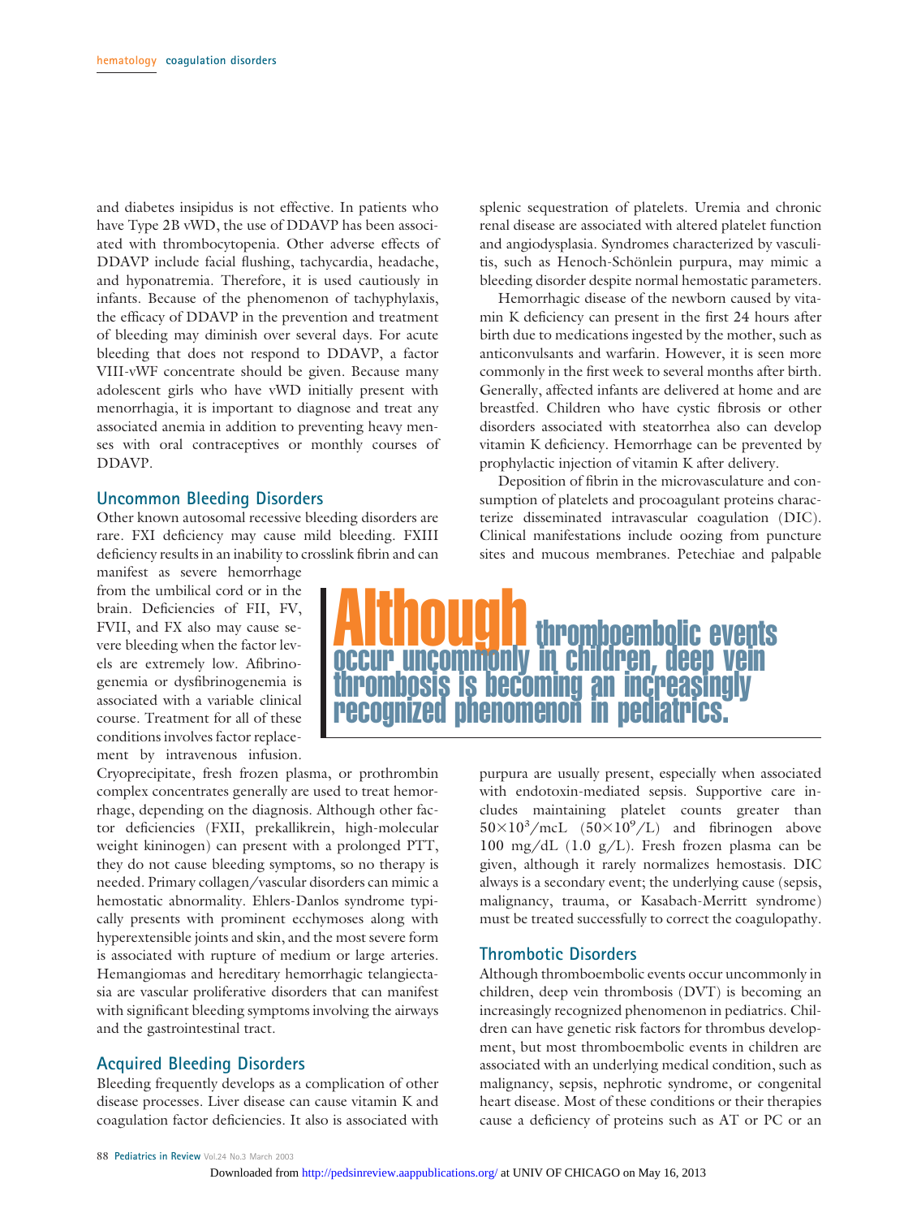and diabetes insipidus is not effective. In patients who have Type 2B vWD, the use of DDAVP has been associated with thrombocytopenia. Other adverse effects of DDAVP include facial flushing, tachycardia, headache, and hyponatremia. Therefore, it is used cautiously in infants. Because of the phenomenon of tachyphylaxis, the efficacy of DDAVP in the prevention and treatment of bleeding may diminish over several days. For acute bleeding that does not respond to DDAVP, a factor VIII-vWF concentrate should be given. Because many adolescent girls who have vWD initially present with menorrhagia, it is important to diagnose and treat any associated anemia in addition to preventing heavy menses with oral contraceptives or monthly courses of DDAVP.

## Uncommon Bleeding Disorders

Other known autosomal recessive bleeding disorders are rare. FXI deficiency may cause mild bleeding. FXIII deficiency results in an inability to crosslink fibrin and can manifest as severe hemorrhage from the umbilical cord or in the brain. Deficiencies of FII, FV, FVII, and FX also may cause severe bleeding when the factor levels are extremely low. Afibrinogenemia or dysfibrinogenemia is associated with a variable clinical course. Treatment for all of these conditions involves factor replacement by intravenous infusion. Cryoprecipitate, fresh frozen plasma, or prothrombin complex concentrates generally are used to treat hemorrhage, depending on the diagnosis. Although other factor deficiencies (FXII, prekallikrein, high-molecular weight kininogen) can present with a prolonged PTT, they do not cause bleeding symptoms, so no therapy is needed. Primary collagen/vascular disorders can mimic a hemostatic abnormality. Ehlers-Danlos syndrome typically presents with prominent ecchymoses along with hyperextensible joints and skin, and the most severe form is associated with rupture of medium or large arteries. Hemangiomas and hereditary hemorrhagic telangiectasia are vascular proliferative disorders that can manifest with significant bleeding symptoms involving the airways and the gastrointestinal tract.

## Acquired Bleeding Disorders

Bleeding frequently develops as a complication of other disease processes. Liver disease can cause vitamin K and coagulation factor deficiencies. It also is associated with splenic sequestration of platelets. Uremia and chronic renal disease are associated with altered platelet function and angiodysplasia. Syndromes characterized by vasculitis, such as Henoch-Schönlein purpura, may mimic a bleeding disorder despite normal hemostatic parameters.

Hemorrhagic disease of the newborn caused by vitamin K deficiency can present in the first 24 hours after birth due to medications ingested by the mother, such as anticonvulsants and warfarin. However, it is seen more commonly in the first week to several months after birth. Generally, affected infants are delivered at home and are breastfed. Children who have cystic fibrosis or other disorders associated with steatorrhea also can develop vitamin K deficiency. Hemorrhage can be prevented by prophylactic injection of vitamin K after delivery.

Deposition of fibrin in the microvasculature and consumption of platelets and procoagulant proteins characterize disseminated intravascular coagulation (DIC). Clinical manifestations include oozing from puncture sites and mucous membranes. Petechiae and palpable purpura are usually present, especially when associated with endotoxin-mediated sepsis. Supportive care includes maintaining platelet counts greater than $50\times10^3$/mcL ($50\times10^9$/L) and fibrinogen above 100 mg/dL (1.0 g/L). Fresh frozen plasma can be given, although it rarely normalizes hemostasis. DIC always is a secondary event; the underlying cause (sepsis, malignancy, trauma, or Kasabach-Merritt syndrome) must be treated successfully to correct the coagulopathy.

## Thrombotic Disorders

Although thromboembolic events occur uncommonly in children, deep vein thrombosis (DVT) is becoming an increasingly recognized phenomenon in pediatrics. Children can have genetic risk factors for thrombus development, but most thromboembolic events in children are associated with an underlying medical condition, such as malignancy, sepsis, nephrotic syndrome, or congenital heart disease. Most of these conditions or their therapies cause a deficiency of proteins such as AT or PC or an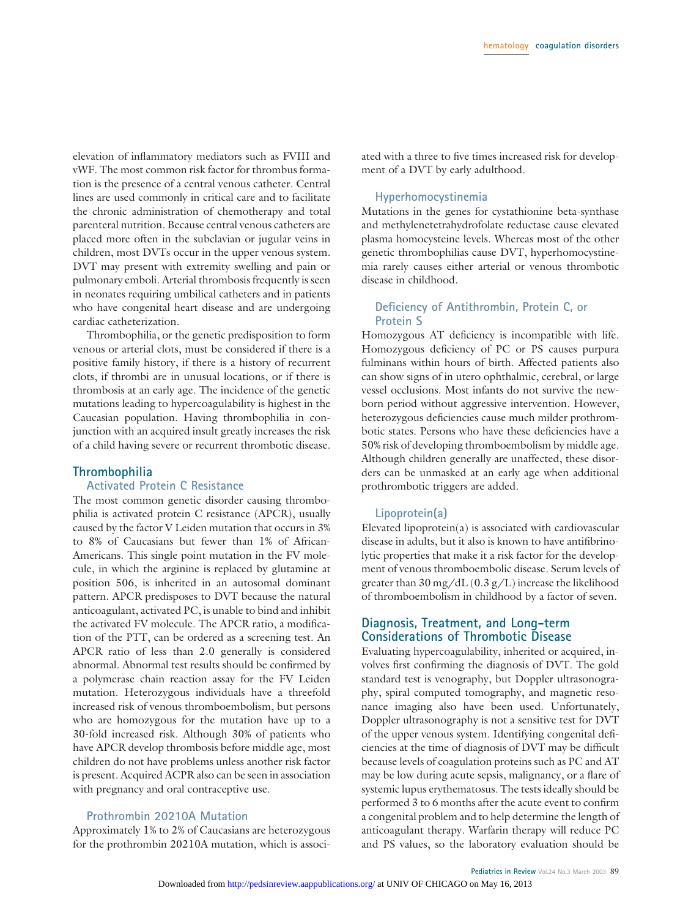elevation of inflammatory mediators such as FVIII and vWF. The most common risk factor for thrombus formation is the presence of a central venous catheter. Central lines are used commonly in critical care and to facilitate the chronic administration of chemotherapy and total parenteral nutrition. Because central venous catheters are placed more often in the subclavian or jugular veins in children, most DVTs occur in the upper venous system. DVT may present with extremity swelling and pain or pulmonary emboli. Arterial thrombosis frequently is seen in neonates requiring umbilical catheters and in patients who have congenital heart disease and are undergoing cardiac catheterization.

Thrombophilia, or the genetic predisposition to form venous or arterial clots, must be considered if there is a positive family history, if there is a history of recurrent clots, if thrombi are in unusual locations, or if there is thrombosis at an early age. The incidence of the genetic mutations leading to hypercoagulability is highest in the Caucasian population. Having thrombophilia in conjunction with an acquired insult greatly increases the risk of a child having severe or recurrent thrombotic disease.

## Thrombophilia

### Activated Protein C Resistance

The most common genetic disorder causing thrombophilia is activated protein C resistance (APCR), usually caused by the factor V Leiden mutation that occurs in 3% to 8% of Caucasians but fewer than 1% of African-Americans. This single point mutation in the FV molecule, in which the arginine is replaced by glutamine at position 506, is inherited in an autosomal dominant pattern. APCR predisposes to DVT because the natural anticoagulant, activated PC, is unable to bind and inhibit the activated FV molecule. The APCR ratio, a modification of the PTT, can be ordered as a screening test. An APCR ratio of less than 2.0 generally is considered abnormal. Abnormal test results should be confirmed by a polymerase chain reaction assay for the FV Leiden mutation. Heterozygous individuals have a threefold increased risk of venous thromboembolism, but persons who are homozygous for the mutation have up to a 30-fold increased risk. Although 30% of patients who have APCR develop thrombosis before middle age, most children do not have problems unless another risk factor is present. Acquired ACPR also can be seen in association with pregnancy and oral contraceptive use.

### Prothrombin 20210A Mutation

Approximately 1% to 2% of Caucasians are heterozygous for the prothrombin 20210A mutation, which is associated with a three to five times increased risk for development of a DVT by early adulthood.

### Hyperhomocystinemia

Mutations in the genes for cystathionine beta-synthase and methylenetetrahydrofolate reductase cause elevated plasma homocysteine levels. Whereas most of the other genetic thrombophilias cause DVT, hyperhomocystinemia rarely causes either arterial or venous thrombotic disease in childhood.

### Deficiency of Antithrombin, Protein C, or Protein S

Homozygous AT deficiency is incompatible with life. Homozygous deficiency of PC or PS causes purpura fulminans within hours of birth. Affected patients also can show signs of in utero ophthalmic, cerebral, or large vessel occlusions. Most infants do not survive the newborn period without aggressive intervention. However, heterozygous deficiencies cause much milder prothrombotic states. Persons who have these deficiencies have a 50% risk of developing thromboembolism by middle age. Although children generally are unaffected, these disorders can be unmasked at an early age when additional prothrombotic triggers are added.

### Lipoprotein(a)

Elevated lipoprotein(a) is associated with cardiovascular disease in adults, but it also is known to have antifibrinolytic properties that make it a risk factor for the development of venous thromboembolic disease. Serum levels of greater than 30 mg/dL (0.3 g/L) increase the likelihood of thromboembolism in childhood by a factor of seven.

## Diagnosis, Treatment, and Long-term Considerations of Thrombotic Disease

Evaluating hypercoagulability, inherited or acquired, involves first confirming the diagnosis of DVT. The gold standard test is venography, but Doppler ultrasonography, spiral computed tomography, and magnetic resonance imaging also have been used. Unfortunately, Doppler ultrasonography is not a sensitive test for DVT of the upper venous system. Identifying congenital deficiencies at the time of diagnosis of DVT may be difficult because levels of coagulation proteins such as PC and AT may be low during acute sepsis, malignancy, or a flare of systemic lupus erythematosus. The tests ideally should be performed 3 to 6 months after the acute event to confirm a congenital problem and to help determine the length of anticoagulant therapy. Warfarin therapy will reduce PC and PS values, so the laboratory evaluation should be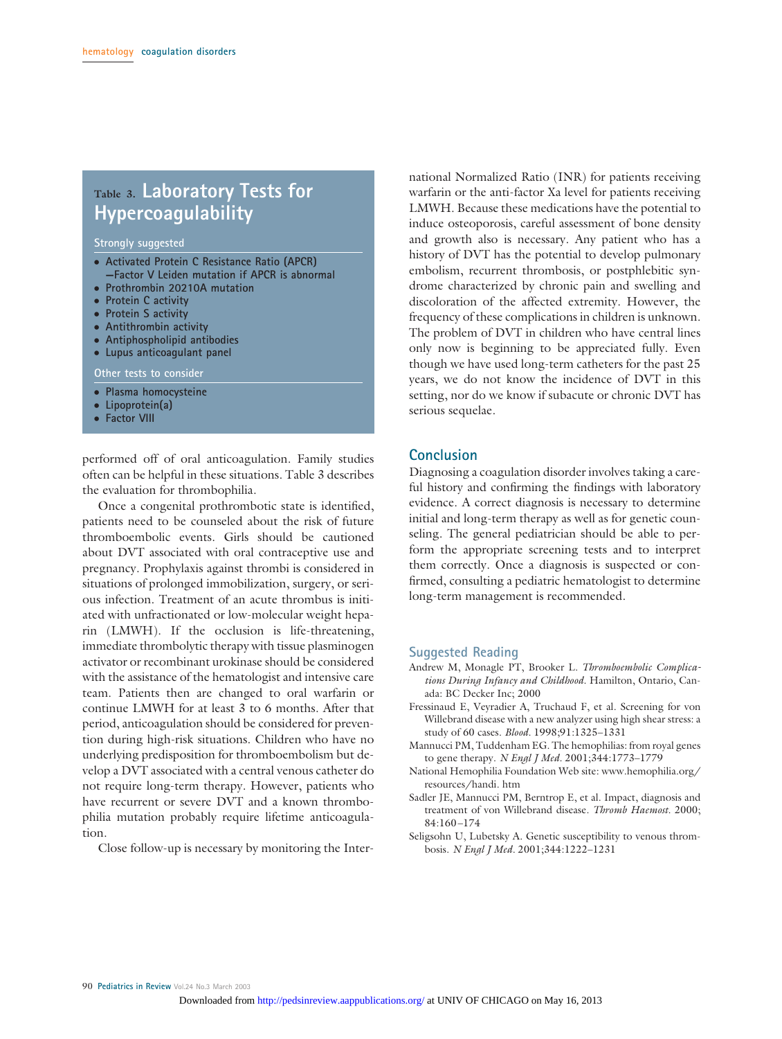## Table 3. Laboratory Tests for Hypercoagulability

**Strongly suggested**

- Activated Protein C Resistance Ratio (APCR) —Factor V Leiden mutation if APCR is abnormal
- Prothrombin 20210A mutation
- Protein C activity
- Protein S activity
- Antithrombin activity
- Antiphospholipid antibodies
- Lupus anticoagulant panel

**Other tests to consider**

- Plasma homocysteine
- Lipoprotein(a)
- Factor VIII

performed off of oral anticoagulation. Family studies often can be helpful in these situations. Table 3 describes the evaluation for thrombophilia.

Once a congenital prothrombotic state is identified, patients need to be counseled about the risk of future thromboembolic events. Girls should be cautioned about DVT associated with oral contraceptive use and pregnancy. Prophylaxis against thrombi is considered in situations of prolonged immobilization, surgery, or serious infection. Treatment of an acute thrombus is initiated with unfractionated or low-molecular weight heparin (LMWH). If the occlusion is life-threatening, immediate thrombolytic therapy with tissue plasminogen activator or recombinant urokinase should be considered with the assistance of the hematologist and intensive care team. Patients then are changed to oral warfarin or continue LMWH for at least 3 to 6 months. After that period, anticoagulation should be considered for prevention during high-risk situations. Children who have no underlying predisposition for thromboembolism but develop a DVT associated with a central venous catheter do not require long-term therapy. However, patients who have recurrent or severe DVT and a known thrombophilia mutation probably require lifetime anticoagulation.

Close follow-up is necessary by monitoring the International Normalized Ratio (INR) for patients receiving warfarin or the anti-factor Xa level for patients receiving LMWH. Because these medications have the potential to induce osteoporosis, careful assessment of bone density and growth also is necessary. Any patient who has a history of DVT has the potential to develop pulmonary embolism, recurrent thrombosis, or postphlebitic syndrome characterized by chronic pain and swelling and discoloration of the affected extremity. However, the frequency of these complications in children is unknown. The problem of DVT in children who have central lines only now is beginning to be appreciated fully. Even though we have used long-term catheters for the past 25 years, we do not know the incidence of DVT in this setting, nor do we know if subacute or chronic DVT has serious sequelae.

## Conclusion

Diagnosing a coagulation disorder involves taking a careful history and confirming the findings with laboratory evidence. A correct diagnosis is necessary to determine initial and long-term therapy as well as for genetic counseling. The general pediatrician should be able to perform the appropriate screening tests and to interpret them correctly. Once a diagnosis is suspected or confirmed, consulting a pediatric hematologist to determine long-term management is recommended.

## Suggested Reading

Andrew M, Monagle PT, Brooker L. *Thromboembolic Complications During Infancy and Childhood*. Hamilton, Ontario, Canada: BC Decker Inc; 2000

Fressinaud E, Veyradier A, Truchaud F, et al. Screening for von Willebrand disease with a new analyzer using high shear stress: a study of 60 cases. *Blood*. 1998;91:1325–1331

Mannucci PM, Tuddenham EG. The hemophilias: from royal genes to gene therapy. *N Engl J Med*. 2001;344:1773–1779

National Hemophilia Foundation Web site: www.hemophilia.org/resources/handi. htm

Sadler JE, Mannucci PM, Berntrop E, et al. Impact, diagnosis and treatment of von Willebrand disease. *Thromb Haemost*. 2000;84:160–174

Seligsohn U, Lubetsky A. Genetic susceptibility to venous thrombosis. *N Engl J Med*. 2001;344:1222–1231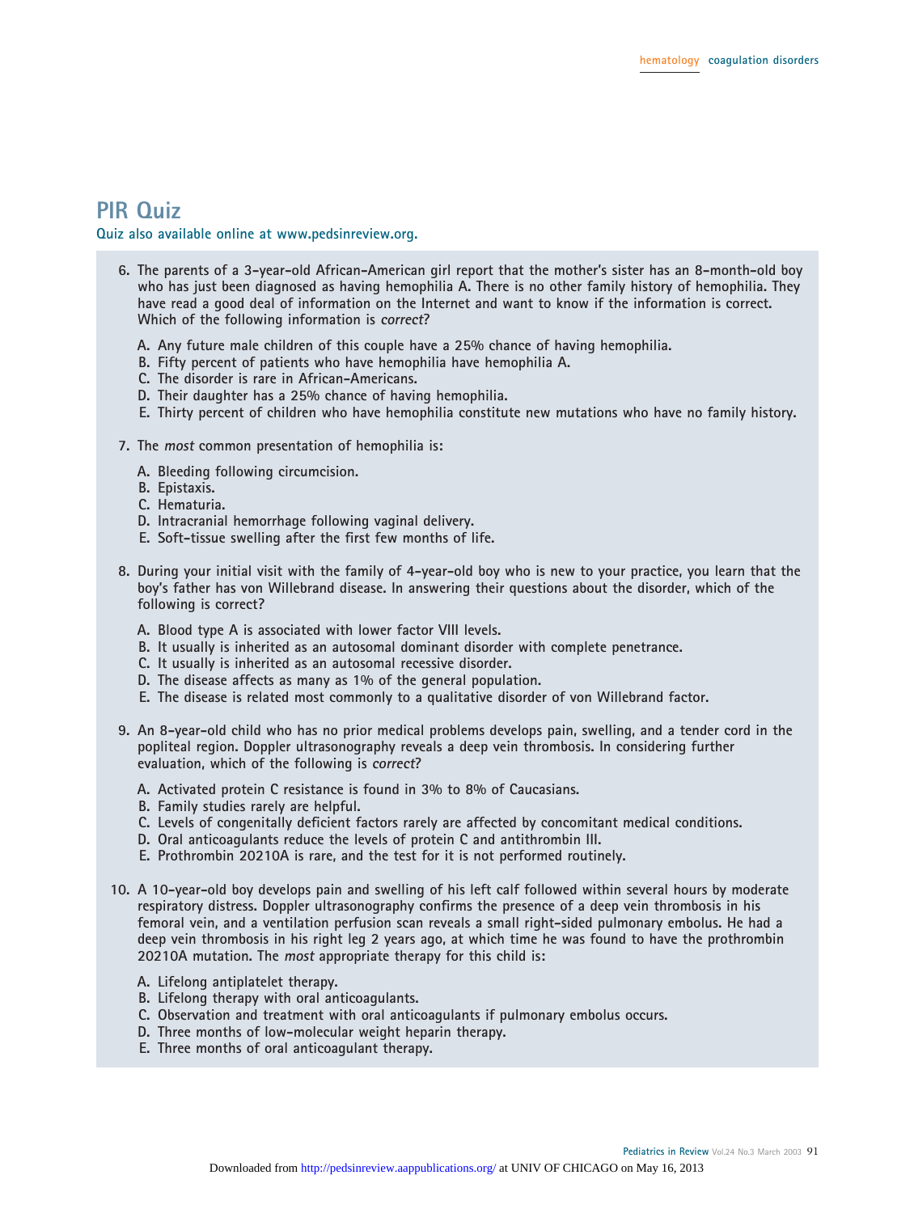## PIR Quiz

**Quiz also available online at www.pedsinreview.org.**

6. The parents of a 3-year-old African-American girl report that the mother's sister has an 8-month-old boy who has just been diagnosed as having hemophilia A. There is no other family history of hemophilia. They have read a good deal of information on the Internet and want to know if the information is correct. Which of the following information is *correct*?

   A. Any future male children of this couple have a 25% chance of having hemophilia.
   B. Fifty percent of patients who have hemophilia have hemophilia A.
   C. The disorder is rare in African-Americans.
   D. Their daughter has a 25% chance of having hemophilia.
   E. Thirty percent of children who have hemophilia constitute new mutations who have no family history.

7. The *most* common presentation of hemophilia is:

   A. Bleeding following circumcision.
   B. Epistaxis.
   C. Hematuria.
   D. Intracranial hemorrhage following vaginal delivery.
   E. Soft-tissue swelling after the first few months of life.

8. During your initial visit with the family of 4-year-old boy who is new to your practice, you learn that the boy's father has von Willebrand disease. In answering their questions about the disorder, which of the following is correct?

   A. Blood type A is associated with lower factor VIII levels.
   B. It usually is inherited as an autosomal dominant disorder with complete penetrance.
   C. It usually is inherited as an autosomal recessive disorder.
   D. The disease affects as many as 1% of the general population.
   E. The disease is related most commonly to a qualitative disorder of von Willebrand factor.

9. An 8-year-old child who has no prior medical problems develops pain, swelling, and a tender cord in the popliteal region. Doppler ultrasonography reveals a deep vein thrombosis. In considering further evaluation, which of the following is *correct*?

   A. Activated protein C resistance is found in 3% to 8% of Caucasians.
   B. Family studies rarely are helpful.
   C. Levels of congenitally deficient factors rarely are affected by concomitant medical conditions.
   D. Oral anticoagulants reduce the levels of protein C and antithrombin III.
   E. Prothrombin 20210A is rare, and the test for it is not performed routinely.

10. A 10-year-old boy develops pain and swelling of his left calf followed within several hours by moderate respiratory distress. Doppler ultrasonography confirms the presence of a deep vein thrombosis in his femoral vein, and a ventilation perfusion scan reveals a small right-sided pulmonary embolus. He had a deep vein thrombosis in his right leg 2 years ago, at which time he was found to have the prothrombin 20210A mutation. The *most* appropriate therapy for this child is:

    A. Lifelong antiplatelet therapy.
    B. Lifelong therapy with oral anticoagulants.
    C. Observation and treatment with oral anticoagulants if pulmonary embolus occurs.
    D. Three months of low-molecular weight heparin therapy.
    E. Three months of oral anticoagulant therapy.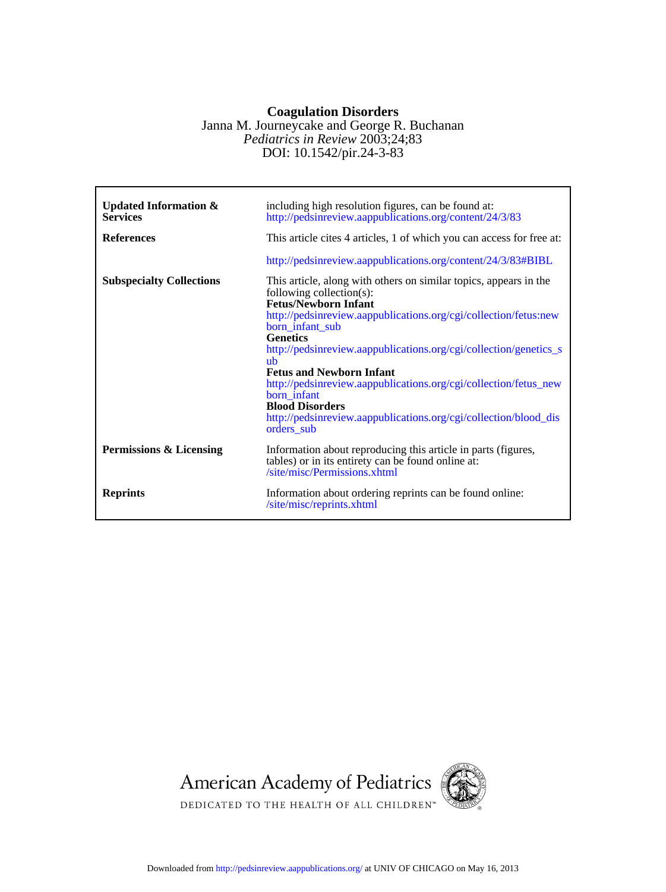# Coagulation Disorders

Janna M. Journeycake and George R. Buchanan
*Pediatrics in Review* 2003;24;83
DOI: 10.1542/pir.24-3-83

| | |
|---|---|
| **Updated Information & Services** | including high resolution figures, can be found at: http://pedsinreview.aappublications.org/content/24/3/83 |
| **References** | This article cites 4 articles, 1 of which you can access for free at: http://pedsinreview.aappublications.org/content/24/3/83#BIBL |
| **Subspecialty Collections** | This article, along with others on similar topics, appears in the following collection(s): **Fetus/Newborn Infant** http://pedsinreview.aappublications.org/cgi/collection/fetus:newborn_infant_sub **Genetics** http://pedsinreview.aappublications.org/cgi/collection/genetics_sub **Fetus and Newborn Infant** http://pedsinreview.aappublications.org/cgi/collection/fetus_newborn_infant **Blood Disorders** http://pedsinreview.aappublications.org/cgi/collection/blood_disorders_sub |
| **Permissions & Licensing** | Information about reproducing this article in parts (figures, tables) or in its entirety can be found online at: /site/misc/Permissions.xhtml |
| **Reprints** | Information about ordering reprints can be found online: /site/misc/reprints.xhtml |

American Academy of Pediatrics
DEDICATED TO THE HEALTH OF ALL CHILDREN™

Downloaded from http://pedsinreview.aappublications.org/ at UNIV OF CHICAGO on May 16, 2013